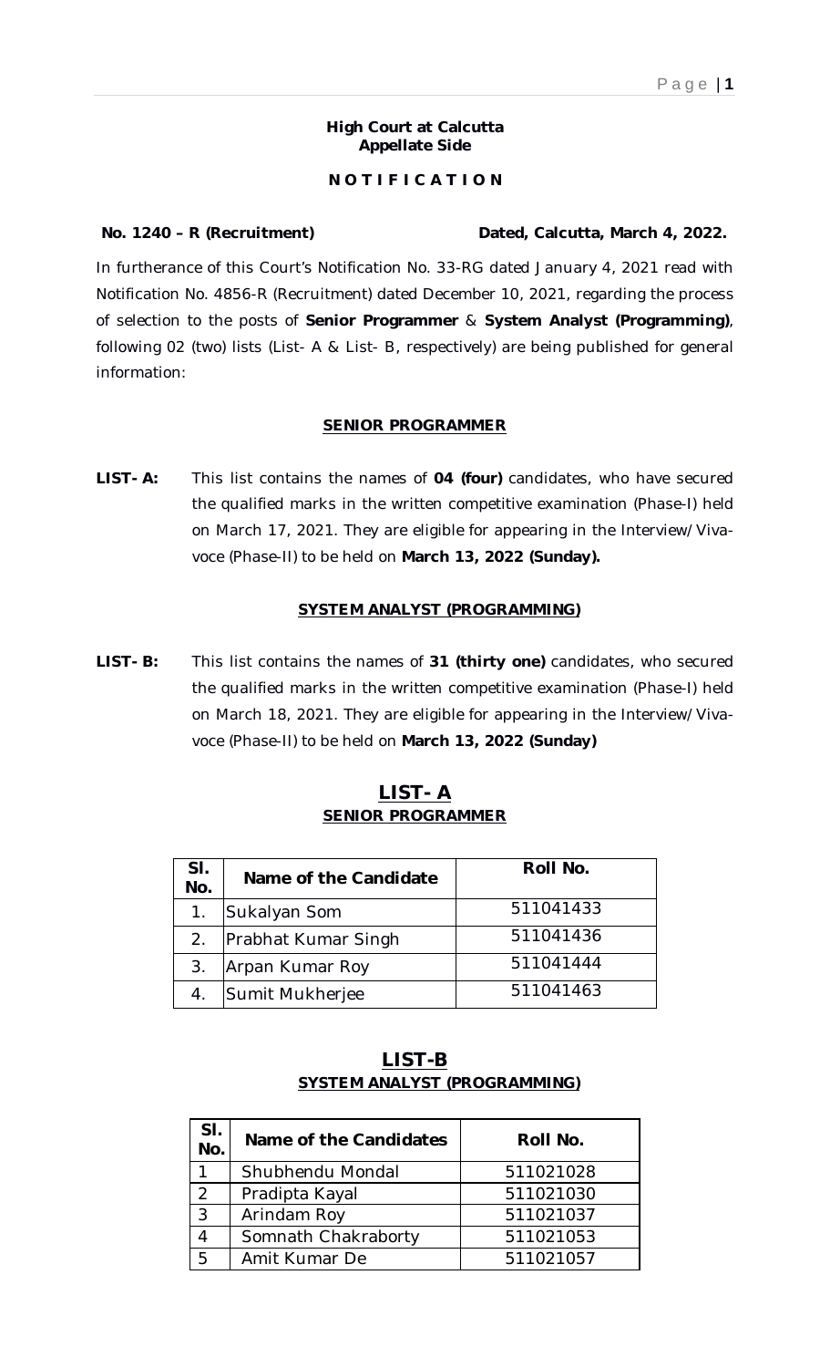**High Court at Calcutta**
**Appellate Side**

**N O T I F I C A T I O N**

**No. 1240 – R (Recruitment)** **Dated, Calcutta, March 4, 2022.**

In furtherance of this Court's Notification No. 33-RG dated January 4, 2021 read with Notification No. 4856-R (Recruitment) dated December 10, 2021, regarding the process of selection to the posts of **Senior Programmer** & **System Analyst (Programming)**, following 02 (two) lists (List- A & List- B, respectively) are being published for general information:

**SENIOR PROGRAMMER**

**LIST- A:** This list contains the names of **04 (four)** candidates, who have secured the qualified marks in the written competitive examination (Phase-I) held on March 17, 2021. They are eligible for appearing in the Interview/Viva-voce (Phase-II) to be held on **March 13, 2022 (Sunday).**

**SYSTEM ANALYST (PROGRAMMING)**

**LIST- B:** This list contains the names of **31 (thirty one)** candidates, who secured the qualified marks in the written competitive examination (Phase-I) held on March 18, 2021. They are eligible for appearing in the Interview/Viva-voce (Phase-II) to be held on **March 13, 2022 (Sunday)**

## LIST- A
**SENIOR PROGRAMMER**

| Sl. No. | Name of the Candidate | Roll No. |
|---|---|---|
| 1. | Sukalyan Som | 511041433 |
| 2. | Prabhat Kumar Singh | 511041436 |
| 3. | Arpan Kumar Roy | 511041444 |
| 4. | Sumit Mukherjee | 511041463 |

## LIST-B
**SYSTEM ANALYST (PROGRAMMING)**

| Sl. No. | Name of the Candidates | Roll No. |
|---|---|---|
| 1 | Shubhendu Mondal | 511021028 |
| 2 | Pradipta Kayal | 511021030 |
| 3 | Arindam Roy | 511021037 |
| 4 | Somnath Chakraborty | 511021053 |
| 5 | Amit Kumar De | 511021057 |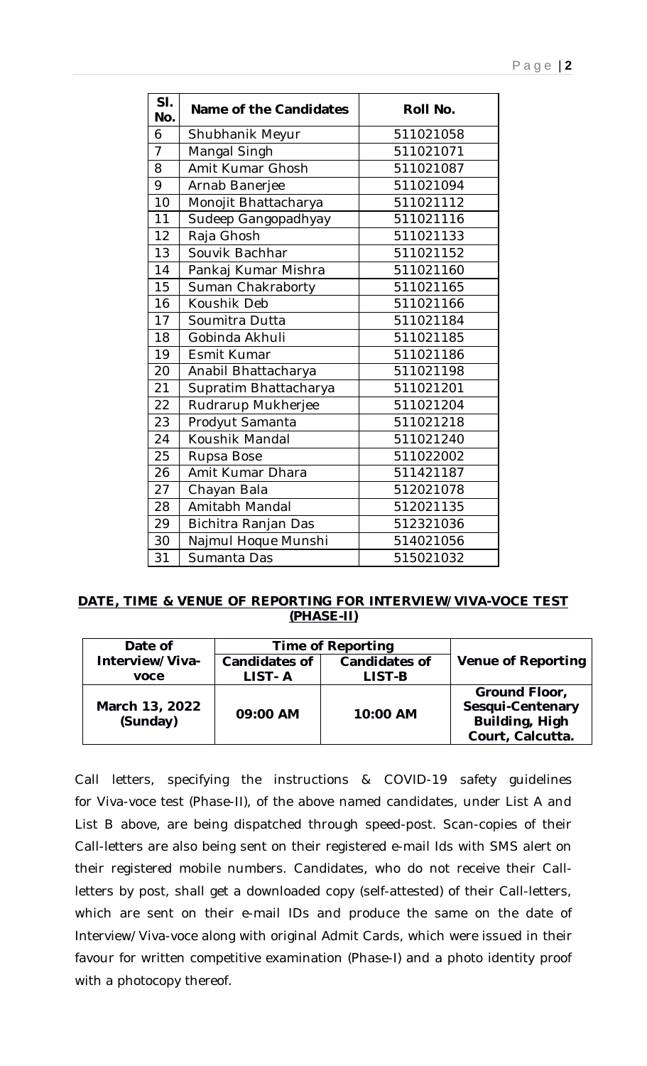| Sl. No. | Name of the Candidates | Roll No. |
|---|---|---|
| 6 | Shubhanik Meyur | 511021058 |
| 7 | Mangal Singh | 511021071 |
| 8 | Amit Kumar Ghosh | 511021087 |
| 9 | Arnab Banerjee | 511021094 |
| 10 | Monojit Bhattacharya | 511021112 |
| 11 | Sudeep Gangopadhyay | 511021116 |
| 12 | Raja Ghosh | 511021133 |
| 13 | Souvik Bachhar | 511021152 |
| 14 | Pankaj Kumar Mishra | 511021160 |
| 15 | Suman Chakraborty | 511021165 |
| 16 | Koushik Deb | 511021166 |
| 17 | Soumitra Dutta | 511021184 |
| 18 | Gobinda Akhuli | 511021185 |
| 19 | Esmit Kumar | 511021186 |
| 20 | Anabil Bhattacharya | 511021198 |
| 21 | Supratim Bhattacharya | 511021201 |
| 22 | Rudrarup Mukherjee | 511021204 |
| 23 | Prodyut Samanta | 511021218 |
| 24 | Koushik Mandal | 511021240 |
| 25 | Rupsa Bose | 511022002 |
| 26 | Amit Kumar Dhara | 511421187 |
| 27 | Chayan Bala | 512021078 |
| 28 | Amitabh Mandal | 512021135 |
| 29 | Bichitra Ranjan Das | 512321036 |
| 30 | Najmul Hoque Munshi | 514021056 |
| 31 | Sumanta Das | 515021032 |

**DATE, TIME & VENUE OF REPORTING FOR INTERVIEW/VIVA-VOCE TEST (PHASE-II)**

| Date of Interview/Viva-voce | Time of Reporting | | Venue of Reporting |
|---|---|---|---|
| | Candidates of LIST- A | Candidates of LIST-B | |
| **March 13, 2022 (Sunday)** | **09:00 AM** | **10:00 AM** | **Ground Floor, Sesqui-Centenary Building, High Court, Calcutta.** |

Call letters, specifying the instructions & COVID-19 safety guidelines for Viva-voce test (Phase-II), of the above named candidates, under List A and List B above, are being dispatched through speed-post. Scan-copies of their Call-letters are also being sent on their registered e-mail Ids with SMS alert on their registered mobile numbers. Candidates, who do not receive their Call-letters by post, shall get a downloaded copy (self-attested) of their Call-letters, which are sent on their e-mail IDs and produce the same on the date of Interview/Viva-voce along with original Admit Cards, which were issued in their favour for written competitive examination (Phase-I) and a photo identity proof with a photocopy thereof.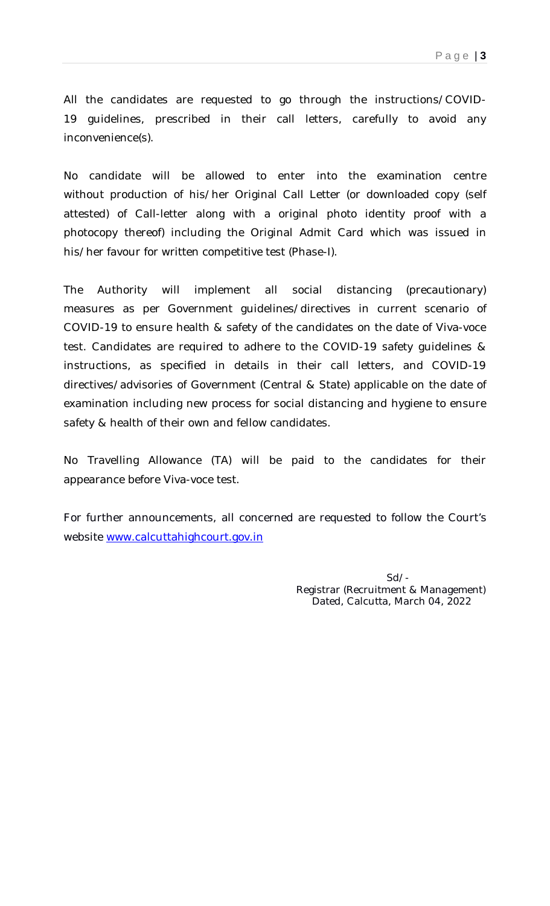All the candidates are requested to go through the instructions/COVID-19 guidelines, prescribed in their call letters, carefully to avoid any inconvenience(s).

No candidate will be allowed to enter into the examination centre without production of his/her Original Call Letter (or downloaded copy (self attested) of Call-letter along with a original photo identity proof with a photocopy thereof) including the Original Admit Card which was issued in his/her favour for written competitive test (Phase-I).

The Authority will implement all social distancing (precautionary) measures as per Government guidelines/directives in current scenario of COVID-19 to ensure health & safety of the candidates on the date of Viva-voce test. Candidates are required to adhere to the COVID-19 safety guidelines & instructions, as specified in details in their call letters, and COVID-19 directives/advisories of Government (Central & State) applicable on the date of examination including new process for social distancing and hygiene to ensure safety & health of their own and fellow candidates.

No Travelling Allowance (TA) will be paid to the candidates for their appearance before Viva-voce test.

For further announcements, all concerned are requested to follow the Court's website www.calcuttahighcourt.gov.in

Sd/-
Registrar (Recruitment & Management)
Dated, Calcutta, March 04, 2022